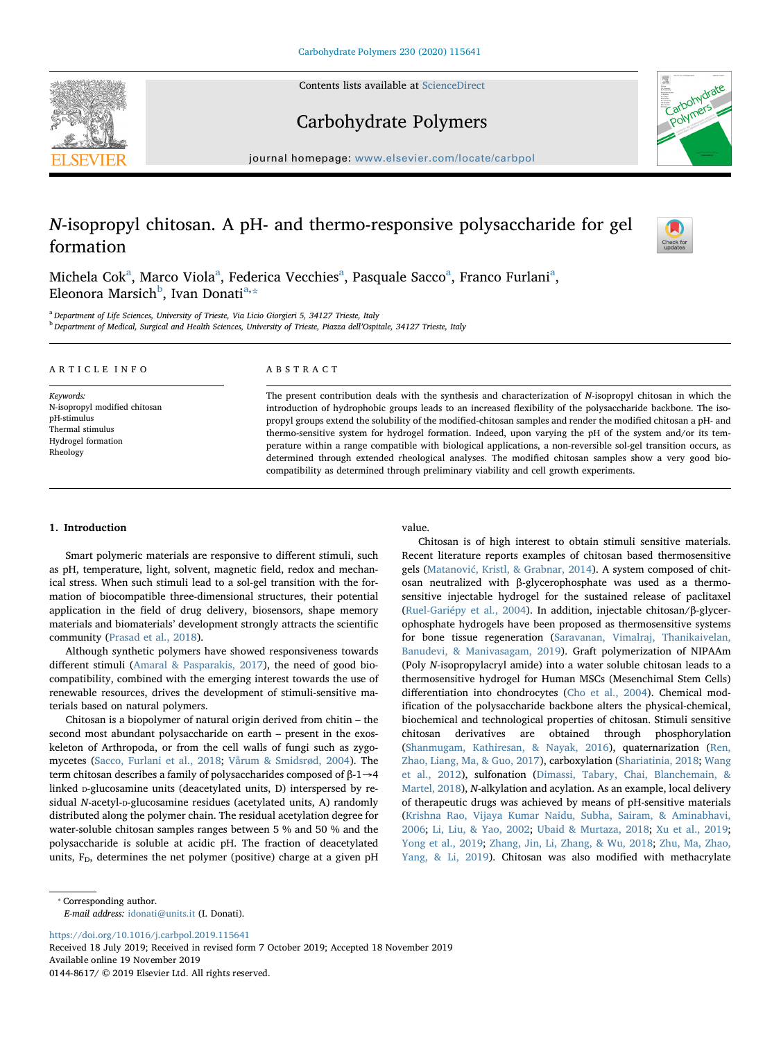# *N*-isopropyl chitosan. A pH- and thermo-responsive polysaccharide for gel formation

Michela Cok[a], Marco Viola[a], Federica Vecchies[a], Pasquale Sacco[a], Franco Furlani[a], Eleonora Marsich[b], Ivan Donati[a,*]

[a] Department of Life Sciences, University of Trieste, Via Licio Giorgieri 5, 34127 Trieste, Italy

[b] Department of Medical, Surgical and Health Sciences, University of Trieste, Piazza dell'Ospitale, 34127 Trieste, Italy

## ARTICLE INFO

*Keywords:*
N-isopropyl modified chitosan
pH-stimulus
Thermal stimulus
Hydrogel formation
Rheology

## ABSTRACT

The present contribution deals with the synthesis and characterization of *N*-isopropyl chitosan in which the introduction of hydrophobic groups leads to an increased flexibility of the polysaccharide backbone. The isopropyl groups extend the solubility of the modified-chitosan samples and render the modified chitosan a pH- and thermo-sensitive system for hydrogel formation. Indeed, upon varying the pH of the system and/or its temperature within a range compatible with biological applications, a non-reversible sol-gel transition occurs, as determined through extended rheological analyses. The modified chitosan samples show a very good biocompatibility as determined through preliminary viability and cell growth experiments.

## 1. Introduction

Smart polymeric materials are responsive to different stimuli, such as pH, temperature, light, solvent, magnetic field, redox and mechanical stress. When such stimuli lead to a sol-gel transition with the formation of biocompatible three-dimensional structures, their potential application in the field of drug delivery, biosensors, shape memory materials and biomaterials' development strongly attracts the scientific community (Prasad et al., 2018).

Although synthetic polymers have showed responsiveness towards different stimuli (Amaral & Pasparakis, 2017), the need of good biocompatibility, combined with the emerging interest towards the use of renewable resources, drives the development of stimuli-sensitive materials based on natural polymers.

Chitosan is a biopolymer of natural origin derived from chitin – the second most abundant polysaccharide on earth – present in the exoskeleton of Arthropoda, or from the cell walls of fungi such as zygomycetes (Sacco, Furlani et al., 2018; Vårum & Smidsrød, 2004). The term chitosan describes a family of polysaccharides composed of β-1→4 linked D-glucosamine units (deacetylated units, D) interspersed by residual *N*-acetyl-D-glucosamine residues (acetylated units, A) randomly distributed along the polymer chain. The residual acetylation degree for water-soluble chitosan samples ranges between 5 % and 50 % and the polysaccharide is soluble at acidic pH. The fraction of deacetylated units, $F_D$, determines the net polymer (positive) charge at a given pH value.

Chitosan is of high interest to obtain stimuli sensitive materials. Recent literature reports examples of chitosan based thermosensitive gels (Matanović, Kristl, & Grabnar, 2014). A system composed of chitosan neutralized with β-glycerophosphate was used as a thermosensitive injectable hydrogel for the sustained release of paclitaxel (Ruel-Gariépy et al., 2004). In addition, injectable chitosan/β-glycerophosphate hydrogels have been proposed as thermosensitive systems for bone tissue regeneration (Saravanan, Vimalraj, Thanikaivelan, Banudevi, & Manivasagam, 2019). Graft polymerization of NIPAAm (Poly *N*-isopropylacryl amide) into a water soluble chitosan leads to a thermosensitive hydrogel for Human MSCs (Mesenchimal Stem Cells) differentiation into chondrocytes (Cho et al., 2004). Chemical modification of the polysaccharide backbone alters the physical-chemical, biochemical and technological properties of chitosan. Stimuli sensitive chitosan derivatives are obtained through phosphorylation (Shanmugam, Kathiresan, & Nayak, 2016), quaternarization (Ren, Zhao, Liang, Ma, & Guo, 2017), carboxylation (Shariatinia, 2018; Wang et al., 2012), sulfonation (Dimassi, Tabary, Chai, Blanchemain, & Martel, 2018), *N*-alkylation and acylation. As an example, local delivery of therapeutic drugs was achieved by means of pH-sensitive materials (Krishna Rao, Vijaya Kumar Naidu, Subha, Sairam, & Aminabhavi, 2006; Li, Liu, & Yao, 2002; Ubaid & Murtaza, 2018; Xu et al., 2019; Yong et al., 2019; Zhang, Jin, Li, Zhang, & Wu, 2018; Zhu, Ma, Zhao, Yang, & Li, 2019). Chitosan was also modified with methacrylate

* Corresponding author.
*E-mail address:* idonati@units.it (I. Donati).

https://doi.org/10.1016/j.carbpol.2019.115641
Received 18 July 2019; Received in revised form 7 October 2019; Accepted 18 November 2019
Available online 19 November 2019
0144-8617/ © 2019 Elsevier Ltd. All rights reserved.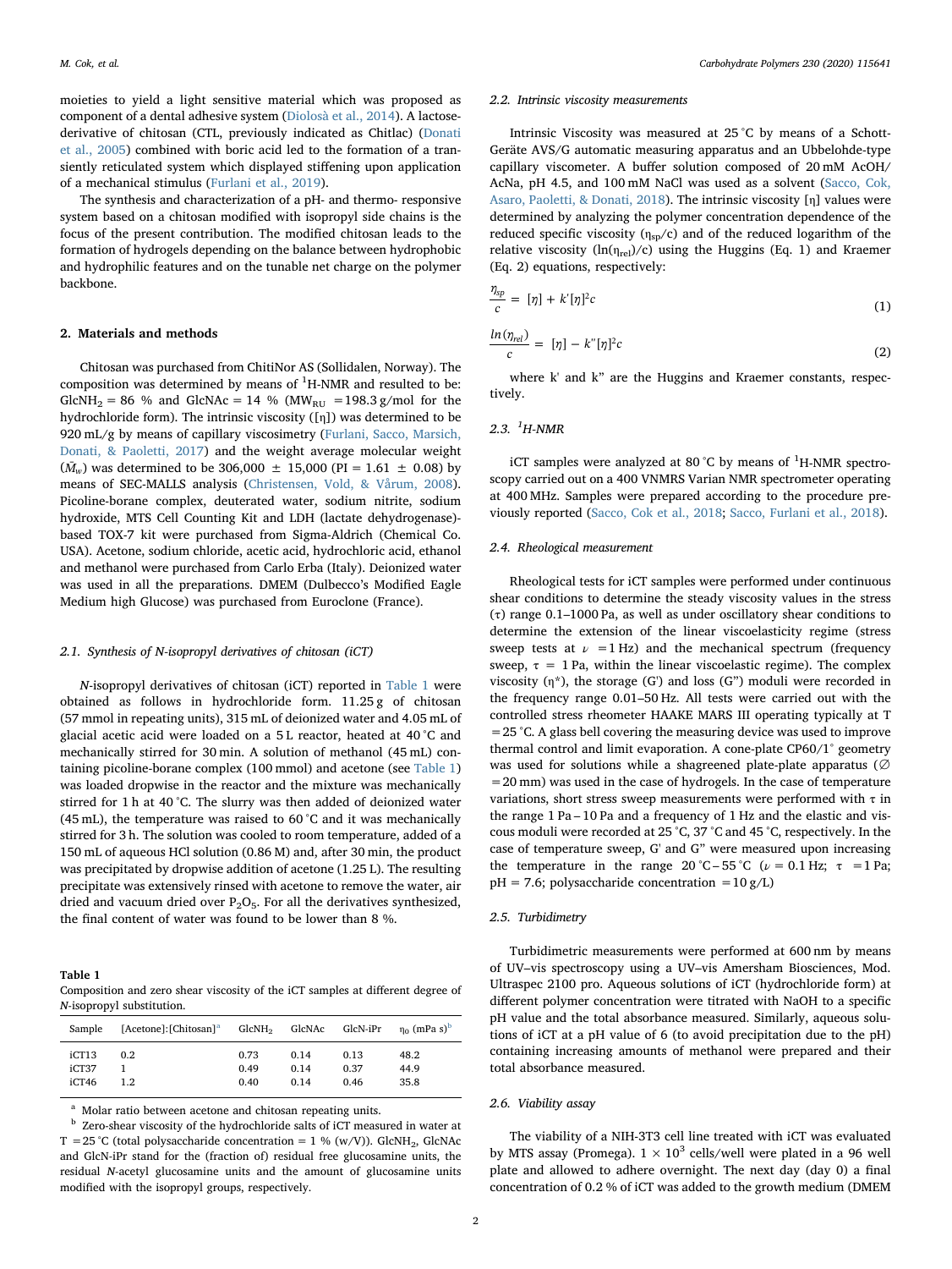moieties to yield a light sensitive material which was proposed as component of a dental adhesive system (Diolosà et al., 2014). A lactose-derivative of chitosan (CTL, previously indicated as Chitlac) (Donati et al., 2005) combined with boric acid led to the formation of a transiently reticulated system which displayed stiffening upon application of a mechanical stimulus (Furlani et al., 2019).

The synthesis and characterization of a pH- and thermo- responsive system based on a chitosan modified with isopropyl side chains is the focus of the present contribution. The modified chitosan leads to the formation of hydrogels depending on the balance between hydrophobic and hydrophilic features and on the tunable net charge on the polymer backbone.

## 2. Materials and methods

Chitosan was purchased from ChitiNor AS (Sollidalen, Norway). The composition was determined by means of $^1$H-NMR and resulted to be: $GlcNH_2$ = 86 % and GlcNAc = 14 % ($MW_{RU}$ = 198.3 g/mol for the hydrochloride form). The intrinsic viscosity ([η]) was determined to be 920 mL/g by means of capillary viscosimetry (Furlani, Sacco, Marsich, Donati, & Paoletti, 2017) and the weight average molecular weight ($\bar{M}_w$) was determined to be 306,000 ± 15,000 (PI = 1.61 ± 0.08) by means of SEC-MALLS analysis (Christensen, Vold, & Vårum, 2008). Picoline-borane complex, deuterated water, sodium nitrite, sodium hydroxide, MTS Cell Counting Kit and LDH (lactate dehydrogenase)-based TOX-7 kit were purchased from Sigma-Aldrich (Chemical Co. USA). Acetone, sodium chloride, acetic acid, hydrochloric acid, ethanol and methanol were purchased from Carlo Erba (Italy). Deionized water was used in all the preparations. DMEM (Dulbecco's Modified Eagle Medium high Glucose) was purchased from Euroclone (France).

### 2.1. Synthesis of N-isopropyl derivatives of chitosan (iCT)

*N*-isopropyl derivatives of chitosan (iCT) reported in Table 1 were obtained as follows in hydrochloride form. 11.25 g of chitosan (57 mmol in repeating units), 315 mL of deionized water and 4.05 mL of glacial acetic acid were loaded on a 5 L reactor, heated at 40 °C and mechanically stirred for 30 min. A solution of methanol (45 mL) containing picoline-borane complex (100 mmol) and acetone (see Table 1) was loaded dropwise in the reactor and the mixture was mechanically stirred for 1 h at 40 °C. The slurry was then added of deionized water (45 mL), the temperature was raised to 60 °C and it was mechanically stirred for 3 h. The solution was cooled to room temperature, added of a 150 mL of aqueous HCl solution (0.86 M) and, after 30 min, the product was precipitated by dropwise addition of acetone (1.25 L). The resulting precipitate was extensively rinsed with acetone to remove the water, air dried and vacuum dried over $P_2O_5$. For all the derivatives synthesized, the final content of water was found to be lower than 8 %.

**Table 1**
Composition and zero shear viscosity of the iCT samples at different degree of *N*-isopropyl substitution.

| Sample | [Acetone]:[Chitosan][a] | $GlcNH_2$ | GlcNAc | GlcN-iPr | $\eta_0$ (mPa s)[b] |
|---|---|---|---|---|---|
| iCT13 | 0.2 | 0.73 | 0.14 | 0.13 | 48.2 |
| iCT37 | 1 | 0.49 | 0.14 | 0.37 | 44.9 |
| iCT46 | 1.2 | 0.40 | 0.14 | 0.46 | 35.8 |

[a] Molar ratio between acetone and chitosan repeating units.
[b] Zero-shear viscosity of the hydrochloride salts of iCT measured in water at T = 25 °C (total polysaccharide concentration = 1 % (w/V)). $GlcNH_2$, GlcNAc and GlcN-iPr stand for the (fraction of) residual free glucosamine units, the residual *N*-acetyl glucosamine units and the amount of glucosamine units modified with the isopropyl groups, respectively.

### 2.2. Intrinsic viscosity measurements

Intrinsic Viscosity was measured at 25 °C by means of a Schott-Geräte AVS/G automatic measuring apparatus and an Ubbelohde-type capillary viscometer. A buffer solution composed of 20 mM AcOH/AcNa, pH 4.5, and 100 mM NaCl was used as a solvent (Sacco, Cok, Asaro, Paoletti, & Donati, 2018). The intrinsic viscosity [η] values were determined by analyzing the polymer concentration dependence of the reduced specific viscosity ($\eta_{sp}/c$) and of the reduced logarithm of the relative viscosity ($\ln(\eta_{rel})/c$) using the Huggins (Eq. 1) and Kraemer (Eq. 2) equations, respectively:

$$\frac{\eta_{sp}}{c} = [\eta] + k'[\eta]^2 c \tag{1}$$

$$\frac{\ln(\eta_{rel})}{c} = [\eta] - k''[\eta]^2 c \tag{2}$$

where k' and k" are the Huggins and Kraemer constants, respectively.

### 2.3. $^1$H-NMR

iCT samples were analyzed at 80 °C by means of $^1$H-NMR spectroscopy carried out on a 400 VNMRS Varian NMR spectrometer operating at 400 MHz. Samples were prepared according to the procedure previously reported (Sacco, Cok et al., 2018; Sacco, Furlani et al., 2018).

### 2.4. Rheological measurement

Rheological tests for iCT samples were performed under continuous shear conditions to determine the steady viscosity values in the stress (τ) range 0.1–1000 Pa, as well as under oscillatory shear conditions to determine the extension of the linear viscoelasticity regime (stress sweep tests at $\nu$ = 1 Hz) and the mechanical spectrum (frequency sweep, τ = 1 Pa, within the linear viscoelastic regime). The complex viscosity (η*), the storage (G') and loss (G") moduli were recorded in the frequency range 0.01–50 Hz. All tests were carried out with the controlled stress rheometer HAAKE MARS III operating typically at T = 25 °C. A glass bell covering the measuring device was used to improve thermal control and limit evaporation. A cone-plate CP60/1° geometry was used for solutions while a shagreened plate-plate apparatus (∅ = 20 mm) was used in the case of hydrogels. In the case of temperature variations, short stress sweep measurements were performed with τ in the range 1 Pa – 10 Pa and a frequency of 1 Hz and the elastic and viscous moduli were recorded at 25 °C, 37 °C and 45 °C, respectively. In the case of temperature sweep, G' and G" were measured upon increasing the temperature in the range 20 °C – 55 °C ($\nu$ = 0.1 Hz; τ = 1 Pa; pH = 7.6; polysaccharide concentration = 10 g/L)

### 2.5. Turbidimetry

Turbidimetric measurements were performed at 600 nm by means of UV–vis spectroscopy using a UV–vis Amersham Biosciences, Mod. Ultraspec 2100 pro. Aqueous solutions of iCT (hydrochloride form) at different polymer concentration were titrated with NaOH to a specific pH value and the total absorbance measured. Similarly, aqueous solutions of iCT at a pH value of 6 (to avoid precipitation due to the pH) containing increasing amounts of methanol were prepared and their total absorbance measured.

### 2.6. Viability assay

The viability of a NIH-3T3 cell line treated with iCT was evaluated by MTS assay (Promega). 1 × $10^3$ cells/well were plated in a 96 well plate and allowed to adhere overnight. The next day (day 0) a final concentration of 0.2 % of iCT was added to the growth medium (DMEM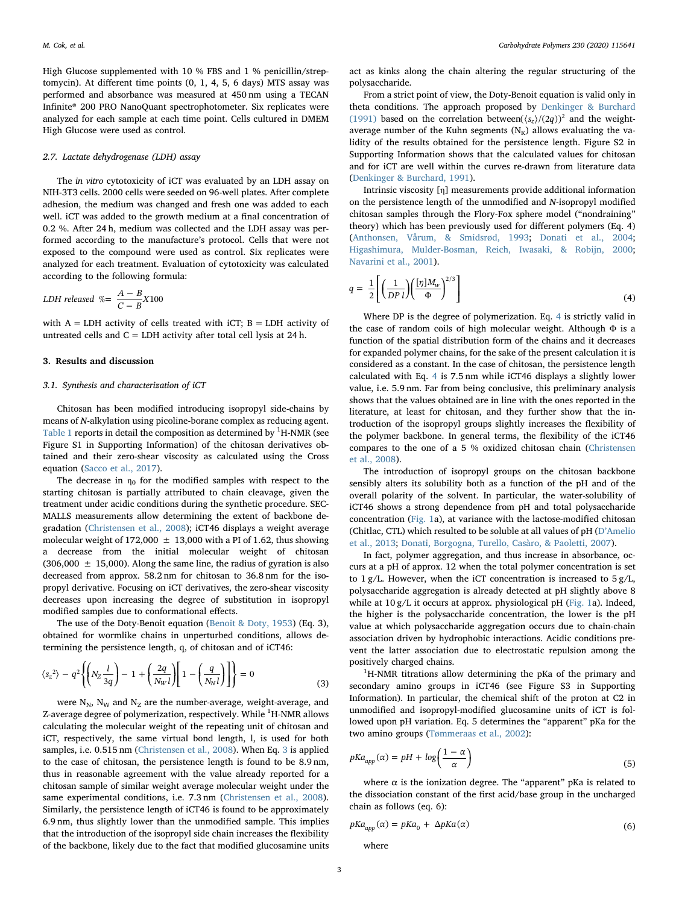High Glucose supplemented with 10 % FBS and 1 % penicillin/streptomycin). At different time points (0, 1, 4, 5, 6 days) MTS assay was performed and absorbance was measured at 450 nm using a TECAN Infinite® 200 PRO NanoQuant spectrophotometer. Six replicates were analyzed for each sample at each time point. Cells cultured in DMEM High Glucose were used as control.

### 2.7. Lactate dehydrogenase (LDH) assay

The *in vitro* cytotoxicity of iCT was evaluated by an LDH assay on NIH-3T3 cells. 2000 cells were seeded on 96-well plates. After complete adhesion, the medium was changed and fresh one was added to each well. iCT was added to the growth medium at a final concentration of 0.2 %. After 24 h, medium was collected and the LDH assay was performed according to the manufacture's protocol. Cells that were not exposed to the compound were used as control. Six replicates were analyzed for each treatment. Evaluation of cytotoxicity was calculated according to the following formula:

$$LDH\ released\ \% = \frac{A - B}{C - B} X100$$

with A = LDH activity of cells treated with iCT; B = LDH activity of untreated cells and C = LDH activity after total cell lysis at 24 h.

## 3. Results and discussion

### 3.1. Synthesis and characterization of iCT

Chitosan has been modified introducing isopropyl side-chains by means of *N*-alkylation using picoline-borane complex as reducing agent. Table 1 reports in detail the composition as determined by $^1$H-NMR (see Figure S1 in Supporting Information) of the chitosan derivatives obtained and their zero-shear viscosity as calculated using the Cross equation (Sacco et al., 2017).

The decrease in $\eta_0$ for the modified samples with respect to the starting chitosan is partially attributed to chain cleavage, given the treatment under acidic conditions during the synthetic procedure. SEC-MALLS measurements allow determining the extent of backbone degradation (Christensen et al., 2008); iCT46 displays a weight average molecular weight of 172,000 ± 13,000 with a PI of 1.62, thus showing a decrease from the initial molecular weight of chitosan (306,000 ± 15,000). Along the same line, the radius of gyration is also decreased from approx. 58.2 nm for chitosan to 36.8 nm for the isopropyl derivative. Focusing on iCT derivatives, the zero-shear viscosity decreases upon increasing the degree of substitution in isopropyl modified samples due to conformational effects.

The use of the Doty-Benoit equation (Benoit & Doty, 1953) (Eq. 3), obtained for wormlike chains in unperturbed conditions, allows determining the persistence length, q, of chitosan and of iCT46:

$$\langle s_z^2 \rangle - q^2\left\{\left(N_Z\frac{l}{3q}\right) - 1 + \left(\frac{2q}{N_W l}\right)\left[1 - \left(\frac{q}{N_N l}\right)\right]\right\} = 0 \tag{3}$$

were $N_N$, $N_W$ and $N_Z$ are the number-average, weight-average, and Z-average degree of polymerization, respectively. While $^1$H-NMR allows calculating the molecular weight of the repeating unit of chitosan and iCT, respectively, the same virtual bond length, l, is used for both samples, i.e. 0.515 nm (Christensen et al., 2008). When Eq. 3 is applied to the case of chitosan, the persistence length is found to be 8.9 nm, thus in reasonable agreement with the value already reported for a chitosan sample of similar weight average molecular weight under the same experimental conditions, i.e. 7.3 nm (Christensen et al., 2008). Similarly, the persistence length of iCT46 is found to be approximately 6.9 nm, thus slightly lower than the unmodified sample. This implies that the introduction of the isopropyl side chain increases the flexibility of the backbone, likely due to the fact that modified glucosamine units act as kinks along the chain altering the regular structuring of the polysaccharide.

From a strict point of view, the Doty-Benoit equation is valid only in theta conditions. The approach proposed by Denkinger & Burchard (1991) based on the correlation between $(\langle s_z \rangle/(2q))^2$ and the weight-average number of the Kuhn segments ($N_K$) allows evaluating the validity of the results obtained for the persistence length. Figure S2 in Supporting Information shows that the calculated values for chitosan and for iCT are well within the curves re-drawn from literature data (Denkinger & Burchard, 1991).

Intrinsic viscosity [η] measurements provide additional information on the persistence length of the unmodified and *N*-isopropyl modified chitosan samples through the Flory-Fox sphere model ("nondraining" theory) which has been previously used for different polymers (Eq. 4) (Anthonsen, Vårum, & Smidsrød, 1993; Donati et al., 2004; Higashimura, Mulder-Bosman, Reich, Iwasaki, & Robijn, 2000; Navarini et al., 2001).

$$q = \frac{1}{2}\left[\left(\frac{1}{DP\, l}\right)\left(\frac{[\eta]M_w}{\Phi}\right)^{2/3}\right] \tag{4}$$

Where DP is the degree of polymerization. Eq. 4 is strictly valid in the case of random coils of high molecular weight. Although Φ is a function of the spatial distribution form of the chains and it decreases for expanded polymer chains, for the sake of the present calculation it is considered as a constant. In the case of chitosan, the persistence length calculated with Eq. 4 is 7.5 nm while iCT46 displays a slightly lower value, i.e. 5.9 nm. Far from being conclusive, this preliminary analysis shows that the values obtained are in line with the ones reported in the literature, at least for chitosan, and they further show that the introduction of the isopropyl groups slightly increases the flexibility of the polymer backbone. In general terms, the flexibility of the iCT46 compares to the one of a 5 % oxidized chitosan chain (Christensen et al., 2008).

The introduction of isopropyl groups on the chitosan backbone sensibly alters its solubility both as a function of the pH and of the overall polarity of the solvent. In particular, the water-solubility of iCT46 shows a strong dependence from pH and total polysaccharide concentration (Fig. 1a), at variance with the lactose-modified chitosan (Chitlac, CTL) which resulted to be soluble at all values of pH (D'Amelio et al., 2013; Donati, Borgogna, Turello, Casàro, & Paoletti, 2007).

In fact, polymer aggregation, and thus increase in absorbance, occurs at a pH of approx. 12 when the total polymer concentration is set to 1 g/L. However, when the iCT concentration is increased to 5 g/L, polysaccharide aggregation is already detected at pH slightly above 8 while at 10 g/L it occurs at approx. physiological pH (Fig. 1a). Indeed, the higher is the polysaccharide concentration, the lower is the pH value at which polysaccharide aggregation occurs due to chain-chain association driven by hydrophobic interactions. Acidic conditions prevent the latter association due to electrostatic repulsion among the positively charged chains.

$^1$H-NMR titrations allow determining the pKa of the primary and secondary amino groups in iCT46 (see Figure S3 in Supporting Information). In particular, the chemical shift of the proton at C2 in unmodified and isopropyl-modified glucosamine units of iCT is followed upon pH variation. Eq. 5 determines the "apparent" pKa for the two amino groups (Tømmeraas et al., 2002):

$$pKa_{app}(\alpha) = pH + log\left(\frac{1-\alpha}{\alpha}\right) \tag{5}$$

where α is the ionization degree. The "apparent" pKa is related to the dissociation constant of the first acid/base group in the uncharged chain as follows (eq. 6):

$$pKa_{app}(\alpha) = pKa_0 + \Delta pKa(\alpha) \tag{6}$$

where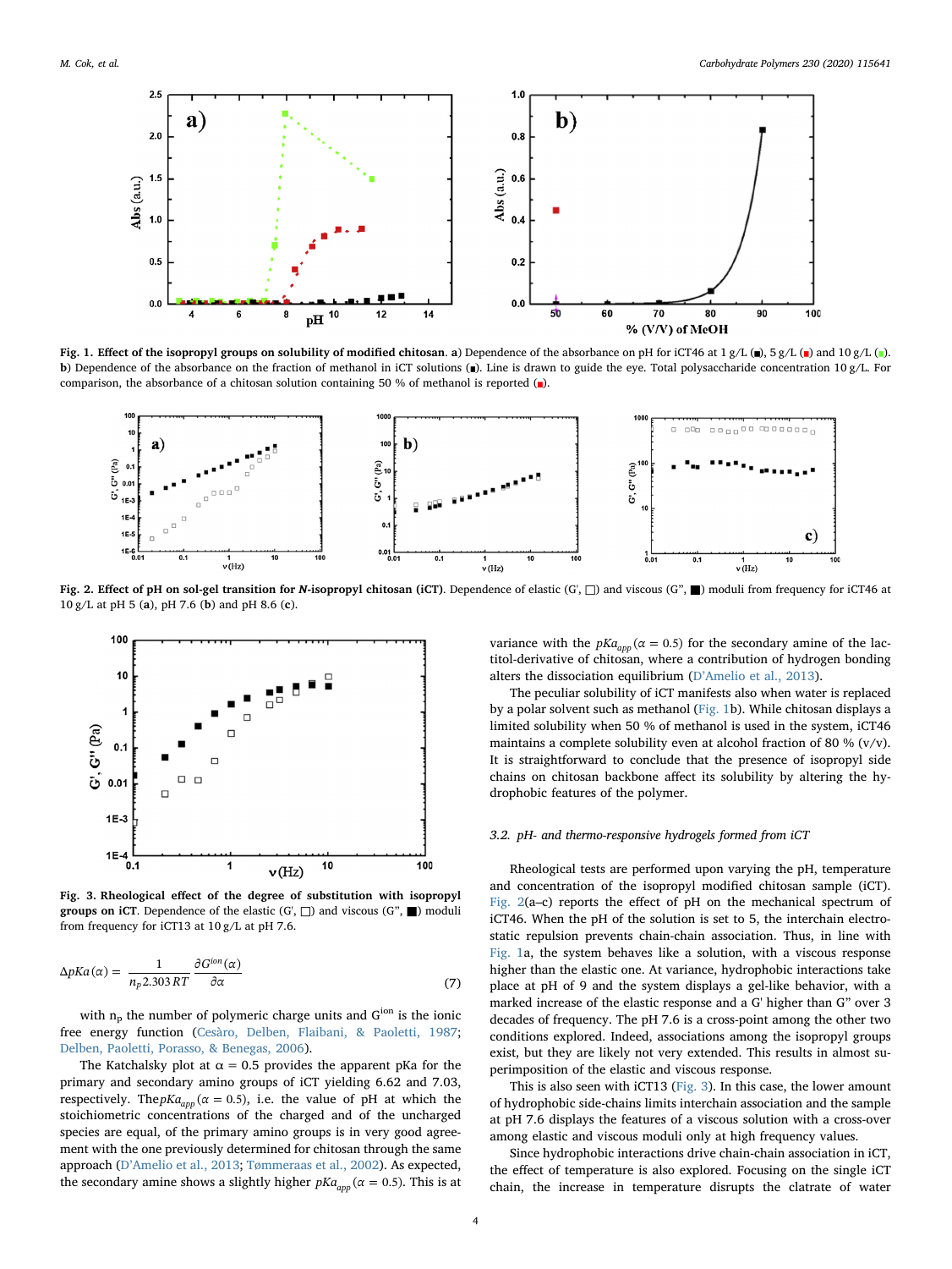**Fig. 1. Effect of the isopropyl groups on solubility of modified chitosan. a)** Dependence of the absorbance on pH for iCT46 at 1 g/L (■), 5 g/L (■) and 10 g/L (■). **b)** Dependence of the absorbance on the fraction of methanol in iCT solutions (■). Line is drawn to guide the eye. Total polysaccharide concentration 10 g/L. For comparison, the absorbance of a chitosan solution containing 50 % of methanol is reported (■).

**Fig. 2. Effect of pH on sol-gel transition for *N*-isopropyl chitosan (iCT)**. Dependence of elastic (G', □) and viscous (G", ■) moduli from frequency for iCT46 at 10 g/L at pH 5 (**a**), pH 7.6 (**b**) and pH 8.6 (**c**).

**Fig. 3. Rheological effect of the degree of substitution with isopropyl groups on iCT**. Dependence of the elastic (G', □) and viscous (G", ■) moduli from frequency for iCT13 at 10 g/L at pH 7.6.

$$\Delta pKa(\alpha) = \frac{1}{n_p 2.303\,RT}\frac{\partial G^{ion}(\alpha)}{\partial \alpha} \tag{7}$$

with $n_p$ the number of polymeric charge units and $G^{ion}$ is the ionic free energy function (Cesàro, Delben, Flaibani, & Paoletti, 1987; Delben, Paoletti, Porasso, & Benegas, 2006).

The Katchalsky plot at α = 0.5 provides the apparent pKa for the primary and secondary amino groups of iCT yielding 6.62 and 7.03, respectively. The $pKa_{app}(\alpha = 0.5)$, i.e. the value of pH at which the stoichiometric concentrations of the charged and of the uncharged species are equal, of the primary amino groups is in very good agreement with the one previously determined for chitosan through the same approach (D'Amelio et al., 2013; Tømmeraas et al., 2002). As expected, the secondary amine shows a slightly higher $pKa_{app}(\alpha = 0.5)$. This is at variance with the $pKa_{app}(\alpha = 0.5)$ for the secondary amine of the lactitol-derivative of chitosan, where a contribution of hydrogen bonding alters the dissociation equilibrium (D'Amelio et al., 2013).

The peculiar solubility of iCT manifests also when water is replaced by a polar solvent such as methanol (Fig. 1b). While chitosan displays a limited solubility when 50 % of methanol is used in the system, iCT46 maintains a complete solubility even at alcohol fraction of 80 % (v/v). It is straightforward to conclude that the presence of isopropyl side chains on chitosan backbone affect its solubility by altering the hydrophobic features of the polymer.

### 3.2. pH- and thermo-responsive hydrogels formed from iCT

Rheological tests are performed upon varying the pH, temperature and concentration of the isopropyl modified chitosan sample (iCT). Fig. 2(a–c) reports the effect of pH on the mechanical spectrum of iCT46. When the pH of the solution is set to 5, the interchain electrostatic repulsion prevents chain-chain association. Thus, in line with Fig. 1a, the system behaves like a solution, with a viscous response higher than the elastic one. At variance, hydrophobic interactions take place at pH of 9 and the system displays a gel-like behavior, with a marked increase of the elastic response and a G' higher than G" over 3 decades of frequency. The pH 7.6 is a cross-point among the other two conditions explored. Indeed, associations among the isopropyl groups exist, but they are likely not very extended. This results in almost superimposition of the elastic and viscous response.

This is also seen with iCT13 (Fig. 3). In this case, the lower amount of hydrophobic side-chains limits interchain association and the sample at pH 7.6 displays the features of a viscous solution with a cross-over among elastic and viscous moduli only at high frequency values.

Since hydrophobic interactions drive chain-chain association in iCT, the effect of temperature is also explored. Focusing on the single iCT chain, the increase in temperature disrupts the clatrate of water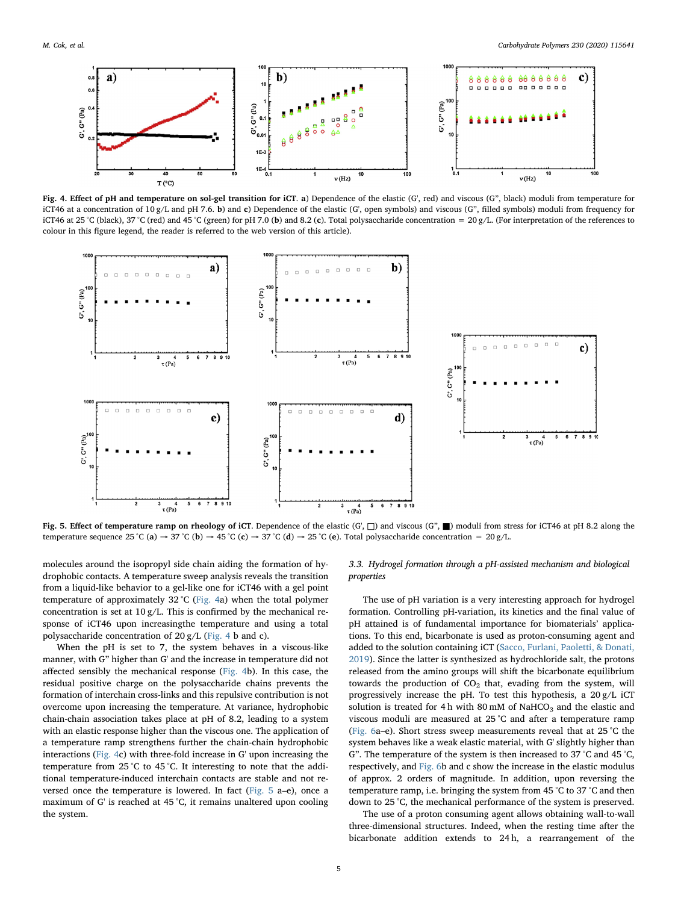**Fig. 4. Effect of pH and temperature on sol-gel transition for iCT.** **a**) Dependence of the elastic (G', red) and viscous (G", black) moduli from temperature for iCT46 at a concentration of 10 g/L and pH 7.6. **b**) and **c**) Dependence of the elastic (G', open symbols) and viscous (G", filled symbols) moduli from frequency for iCT46 at 25 °C (black), 37 °C (red) and 45 °C (green) for pH 7.0 (**b**) and 8.2 (**c**). Total polysaccharide concentration = 20 g/L. (For interpretation of the references to colour in this figure legend, the reader is referred to the web version of this article).

**Fig. 5. Effect of temperature ramp on rheology of iCT.** Dependence of the elastic (G', □) and viscous (G", ■) moduli from stress for iCT46 at pH 8.2 along the temperature sequence 25 °C (**a**) → 37 °C (**b**) → 45 °C (**c**) → 37 °C (**d**) → 25 °C (**e**). Total polysaccharide concentration = 20 g/L.

molecules around the isopropyl side chain aiding the formation of hydrophobic contacts. A temperature sweep analysis reveals the transition from a liquid-like behavior to a gel-like one for iCT46 with a gel point temperature of approximately 32 °C (Fig. 4a) when the total polymer concentration is set at 10 g/L. This is confirmed by the mechanical response of iCT46 upon increasingthe temperature and using a total polysaccharide concentration of 20 g/L (Fig. 4 b and c).

When the pH is set to 7, the system behaves in a viscous-like manner, with G" higher than G' and the increase in temperature did not affected sensibly the mechanical response (Fig. 4b). In this case, the residual positive charge on the polysaccharide chains prevents the formation of interchain cross-links and this repulsive contribution is not overcome upon increasing the temperature. At variance, hydrophobic chain-chain association takes place at pH of 8.2, leading to a system with an elastic response higher than the viscous one. The application of a temperature ramp strengthens further the chain-chain hydrophobic interactions (Fig. 4c) with three-fold increase in G' upon increasing the temperature from 25 °C to 45 °C. It interesting to note that the additional temperature-induced interchain contacts are stable and not reversed once the temperature is lowered. In fact (Fig. 5 a–e), once a maximum of G' is reached at 45 °C, it remains unaltered upon cooling the system.

### *3.3. Hydrogel formation through a pH-assisted mechanism and biological properties*

The use of pH variation is a very interesting approach for hydrogel formation. Controlling pH-variation, its kinetics and the final value of pH attained is of fundamental importance for biomaterials' applications. To this end, bicarbonate is used as proton-consuming agent and added to the solution containing iCT (Sacco, Furlani, Paoletti, & Donati, 2019). Since the latter is synthesized as hydrochloride salt, the protons released from the amino groups will shift the bicarbonate equilibrium towards the production of $CO_2$ that, evading from the system, will progressively increase the pH. To test this hypothesis, a 20 g/L iCT solution is treated for 4 h with 80 mM of $NaHCO_3$ and the elastic and viscous moduli are measured at 25 °C and after a temperature ramp (Fig. 6a–e). Short stress sweep measurements reveal that at 25 °C the system behaves like a weak elastic material, with G' slightly higher than G". The temperature of the system is then increased to 37 °C and 45 °C, respectively, and Fig. 6b and c show the increase in the elastic modulus of approx. 2 orders of magnitude. In addition, upon reversing the temperature ramp, i.e. bringing the system from 45 °C to 37 °C and then down to 25 °C, the mechanical performance of the system is preserved.

The use of a proton consuming agent allows obtaining wall-to-wall three-dimensional structures. Indeed, when the resting time after the bicarbonate addition extends to 24 h, a rearrangement of the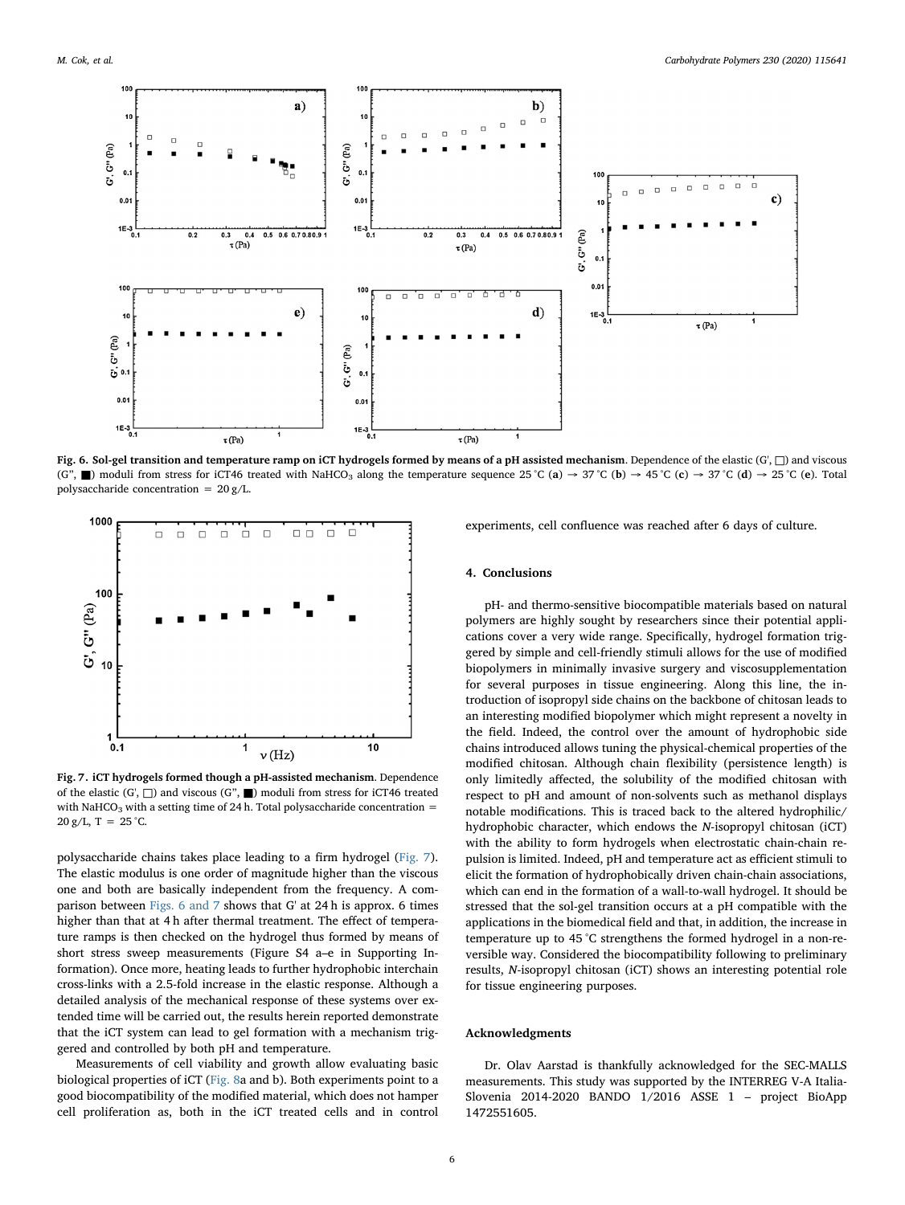Fig. 6. **Sol-gel transition and temperature ramp on iCT hydrogels formed by means of a pH assisted mechanism**. Dependence of the elastic (G', □) and viscous (G'', ■) moduli from stress for iCT46 treated with $NaHCO_3$ along the temperature sequence 25 °C (**a**) → 37 °C (**b**) → 45 °C (**c**) → 37 °C (**d**) → 25 °C (**e**). Total polysaccharide concentration = 20 g/L.

Fig. 7. **iCT hydrogels formed though a pH-assisted mechanism**. Dependence of the elastic (G', □) and viscous (G'', ■) moduli from stress for iCT46 treated with $NaHCO_3$ with a setting time of 24 h. Total polysaccharide concentration = 20 g/L, T = 25 °C.

polysaccharide chains takes place leading to a firm hydrogel (Fig. 7). The elastic modulus is one order of magnitude higher than the viscous one and both are basically independent from the frequency. A comparison between Figs. 6 and 7 shows that G' at 24 h is approx. 6 times higher than that at 4 h after thermal treatment. The effect of temperature ramps is then checked on the hydrogel thus formed by means of short stress sweep measurements (Figure S4 a–e in Supporting Information). Once more, heating leads to further hydrophobic interchain cross-links with a 2.5-fold increase in the elastic response. Although a detailed analysis of the mechanical response of these systems over extended time will be carried out, the results herein reported demonstrate that the iCT system can lead to gel formation with a mechanism triggered and controlled by both pH and temperature.

Measurements of cell viability and growth allow evaluating basic biological properties of iCT (Fig. 8a and b). Both experiments point to a good biocompatibility of the modified material, which does not hamper cell proliferation as, both in the iCT treated cells and in control experiments, cell confluence was reached after 6 days of culture.

## 4. Conclusions

pH- and thermo-sensitive biocompatible materials based on natural polymers are highly sought by researchers since their potential applications cover a very wide range. Specifically, hydrogel formation triggered by simple and cell-friendly stimuli allows for the use of modified biopolymers in minimally invasive surgery and viscosupplementation for several purposes in tissue engineering. Along this line, the introduction of isopropyl side chains on the backbone of chitosan leads to an interesting modified biopolymer which might represent a novelty in the field. Indeed, the control over the amount of hydrophobic side chains introduced allows tuning the physical-chemical properties of the modified chitosan. Although chain flexibility (persistence length) is only limitedly affected, the solubility of the modified chitosan with respect to pH and amount of non-solvents such as methanol displays notable modifications. This is traced back to the altered hydrophilic/hydrophobic character, which endows the *N*-isopropyl chitosan (iCT) with the ability to form hydrogels when electrostatic chain-chain repulsion is limited. Indeed, pH and temperature act as efficient stimuli to elicit the formation of hydrophobically driven chain-chain associations, which can end in the formation of a wall-to-wall hydrogel. It should be stressed that the sol-gel transition occurs at a pH compatible with the applications in the biomedical field and that, in addition, the increase in temperature up to 45 °C strengthens the formed hydrogel in a non-reversible way. Considered the biocompatibility following to preliminary results, *N*-isopropyl chitosan (iCT) shows an interesting potential role for tissue engineering purposes.

## Acknowledgments

Dr. Olav Aarstad is thankfully acknowledged for the SEC-MALLS measurements. This study was supported by the INTERREG V-A Italia-Slovenia 2014-2020 BANDO 1/2016 ASSE 1 – project BioApp 1472551605.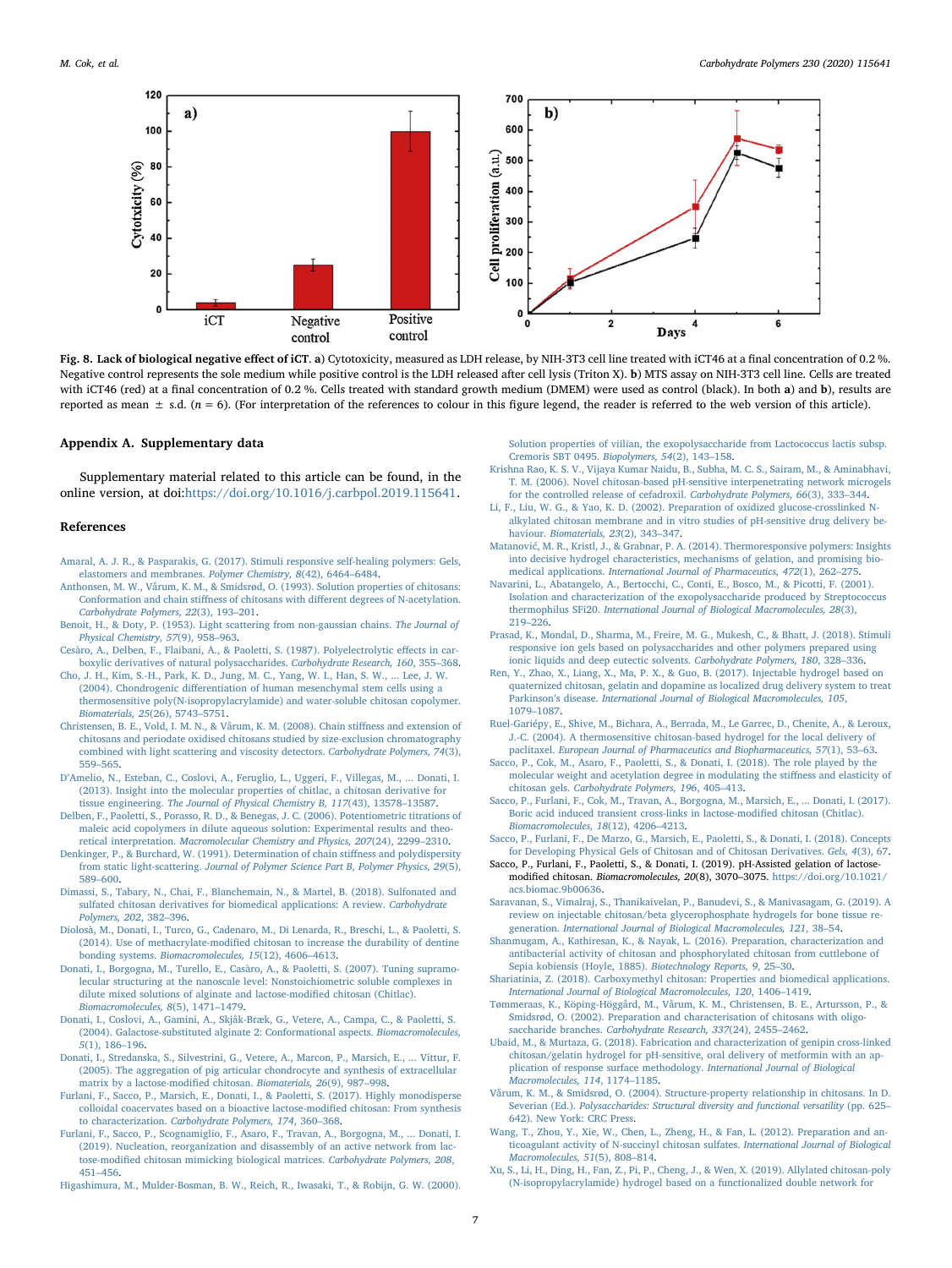**Fig. 8. Lack of biological negative effect of iCT**. a) Cytotoxicity, measured as LDH release, by NIH-3T3 cell line treated with iCT46 at a final concentration of 0.2 %. Negative control represents the sole medium while positive control is the LDH released after cell lysis (Triton X). **b**) MTS assay on NIH-3T3 cell line. Cells are treated with iCT46 (red) at a final concentration of 0.2 %. Cells treated with standard growth medium (DMEM) were used as control (black). In both **a**) and **b**), results are reported as mean ± s.d. (n = 6). (For interpretation of the references to colour in this figure legend, the reader is referred to the web version of this article).

## Appendix A. Supplementary data

Supplementary material related to this article can be found, in the online version, at doi:https://doi.org/10.1016/j.carbpol.2019.115641.

## References

Amaral, A. J. R., & Pasparakis, G. (2017). Stimuli responsive self-healing polymers: Gels, elastomers and membranes. *Polymer Chemistry, 8*(42), 6464–6484.

Anthonsen, M. W., Vårum, K. M., & Smidsrød, O. (1993). Solution properties of chitosans: Conformation and chain stiffness of chitosans with different degrees of N-acetylation. *Carbohydrate Polymers, 22*(3), 193–201.

Benoit, H., & Doty, P. (1953). Light scattering from non-gaussian chains. *The Journal of Physical Chemistry, 57*(9), 958–963.

Cesàro, A., Delben, F., Flaibani, A., & Paoletti, S. (1987). Polyelectrolytic effects in carboxylic derivatives of natural polysaccharides. *Carbohydrate Research, 160*, 355–368.

Cho, J. H., Kim, S.-H., Park, K. D., Jung, M. C., Yang, W. I., Han, S. W., ... Lee, J. W. (2004). Chondrogenic differentiation of human mesenchymal stem cells using a thermosensitive poly(N-isopropylacrylamide) and water-soluble chitosan copolymer. *Biomaterials, 25*(26), 5743–5751.

Christensen, B. E., Vold, I. M. N., & Vårum, K. M. (2008). Chain stiffness and extension of chitosans and periodate oxidised chitosans studied by size-exclusion chromatography combined with light scattering and viscosity detectors. *Carbohydrate Polymers, 74*(3), 559–565.

D'Amelio, N., Esteban, C., Coslovi, A., Feruglio, L., Uggeri, F., Villegas, M., ... Donati, I. (2013). Insight into the molecular properties of chitlac, a chitosan derivative for tissue engineering. *The Journal of Physical Chemistry B, 117*(43), 13578–13587.

Delben, F., Paoletti, S., Porasso, R. D., & Benegas, J. C. (2006). Potentiometric titrations of maleic acid copolymers in dilute aqueous solution: Experimental results and theoretical interpretation. *Macromolecular Chemistry and Physics, 207*(24), 2299–2310.

Denkinger, P., & Burchard, W. (1991). Determination of chain stiffness and polydispersity from static light-scattering. *Journal of Polymer Science Part B, Polymer Physics, 29*(5), 589–600.

Dimassi, S., Tabary, N., Chai, F., Blanchemain, N., & Martel, B. (2018). Sulfonated and sulfated chitosan derivatives for biomedical applications: A review. *Carbohydrate Polymers, 202*, 382–396.

Diolosà, M., Donati, I., Turco, G., Cadenaro, M., Di Lenarda, R., Breschi, L., & Paoletti, S. (2014). Use of methacrylate-modified chitosan to increase the durability of dentine bonding systems. *Biomacromolecules, 15*(12), 4606–4613.

Donati, I., Borgogna, M., Turello, E., Casàro, A., & Paoletti, S. (2007). Tuning supramolecular structuring at the nanoscale level: Nonstoichiometric soluble complexes in dilute mixed solutions of alginate and lactose-modified chitosan (Chitlac). *Biomacromolecules, 8*(5), 1471–1479.

Donati, I., Coslovi, A., Gamini, A., Skjåk-Bræk, G., Vetere, A., Campa, C., & Paoletti, S. (2004). Galactose-substituted alginate 2: Conformational aspects. *Biomacromolecules, 5*(1), 186–196.

Donati, I., Stredanska, S., Silvestrini, G., Vetere, A., Marcon, P., Marsich, E., ... Vittur, F. (2005). The aggregation of pig articular chondrocyte and synthesis of extracellular matrix by a lactose-modified chitosan. *Biomaterials, 26*(9), 987–998.

Furlani, F., Sacco, P., Marsich, E., Donati, I., & Paoletti, S. (2017). Highly monodisperse colloidal coacervates based on a bioactive lactose-modified chitosan: From synthesis to characterization. *Carbohydrate Polymers, 174*, 360–368.

Furlani, F., Sacco, P., Scognamiglio, F., Asaro, F., Travan, A., Borgogna, M., ... Donati, I. (2019). Nucleation, reorganization and disassembly of an active network from lactose-modified chitosan mimicking biological matrices. *Carbohydrate Polymers, 208*, 451–456.

Higashimura, M., Mulder-Bosman, B. W., Reich, R., Iwasaki, T., & Robijn, G. W. (2000). Solution properties of viilian, the exopolysaccharide from Lactococcus lactis subsp. Cremoris SBT 0495. *Biopolymers, 54*(2), 143–158.

Krishna Rao, K. S. V., Vijaya Kumar Naidu, B., Subha, M. C. S., Sairam, M., & Aminabhavi, T. M. (2006). Novel chitosan-based pH-sensitive interpenetrating network microgels for the controlled release of cefadroxil. *Carbohydrate Polymers, 66*(3), 333–344.

Li, F., Liu, W. G., & Yao, K. D. (2002). Preparation of oxidized glucose-crosslinked N-alkylated chitosan membrane and in vitro studies of pH-sensitive drug delivery behaviour. *Biomaterials, 23*(2), 343–347.

Matanović, M. R., Kristl, J., & Grabnar, P. A. (2014). Thermoresponsive polymers: Insights into decisive hydrogel characteristics, mechanisms of gelation, and promising biomedical applications. *International Journal of Pharmaceutics, 472*(1), 262–275.

Navarini, L., Abatangelo, A., Bertocchi, C., Conti, E., Bosco, M., & Picotti, F. (2001). Isolation and characterization of the exopolysaccharide produced by Streptococcus thermophilus SFi20. *International Journal of Biological Macromolecules, 28*(3), 219–226.

Prasad, K., Mondal, D., Sharma, M., Freire, M. G., Mukesh, C., & Bhatt, J. (2018). Stimuli responsive ion gels based on polysaccharides and other polymers prepared using ionic liquids and deep eutectic solvents. *Carbohydrate Polymers, 180*, 328–336.

Ren, Y., Zhao, X., Liang, X., Ma, P. X., & Guo, B. (2017). Injectable hydrogel based on quaternized chitosan, gelatin and dopamine as localized drug delivery system to treat Parkinson's disease. *International Journal of Biological Macromolecules, 105*, 1079–1087.

Ruel-Gariépy, E., Shive, M., Bichara, A., Berrada, M., Le Garrec, D., Chenite, A., & Leroux, J.-C. (2004). A thermosensitive chitosan-based hydrogel for the local delivery of paclitaxel. *European Journal of Pharmaceutics and Biopharmaceutics, 57*(1), 53–63.

Sacco, P., Cok, M., Asaro, F., Paoletti, S., & Donati, I. (2018). The role played by the molecular weight and acetylation degree in modulating the stiffness and elasticity of chitosan gels. *Carbohydrate Polymers, 196*, 405–413.

Sacco, P., Furlani, F., Cok, M., Travan, A., Borgogna, M., Marsich, E., ... Donati, I. (2017). Boric acid induced transient cross-links in lactose-modified chitosan (Chitlac). *Biomacromolecules, 18*(12), 4206–4213.

Sacco, P., Furlani, F., De Marzo, G., Marsich, E., Paoletti, S., & Donati, I. (2018). Concepts for Developing Physical Gels of Chitosan and of Chitosan Derivatives. *Gels, 4*(3), 67.

Sacco, P., Furlani, F., Paoletti, S., & Donati, I. (2019). pH-Assisted gelation of lactose-modified chitosan. *Biomacromolecules, 20*(8), 3070–3075. https://doi.org/10.1021/acs.biomac.9b00636.

Saravanan, S., Vimalraj, S., Thanikaivelan, P., Banudevi, S., & Manivasagam, G. (2019). A review on injectable chitosan/beta glycerophosphate hydrogels for bone tissue regeneration. *International Journal of Biological Macromolecules, 121*, 38–54.

Shanmugam, A., Kathiresan, K., & Nayak, L. (2016). Preparation, characterization and antibacterial activity of chitosan and phosphorylated chitosan from cuttlebone of Sepia kobiensis (Hoyle, 1885). *Biotechnology Reports, 9*, 25–30.

Shariatinia, Z. (2018). Carboxymethyl chitosan: Properties and biomedical applications. *International Journal of Biological Macromolecules, 120*, 1406–1419.

Tømmeraas, K., Köping-Höggård, M., Vårum, K. M., Christensen, B. E., Artursson, P., & Smidsrød, O. (2002). Preparation and characterisation of chitosans with oligosaccharide branches. *Carbohydrate Research, 337*(24), 2455–2462.

Ubaid, M., & Murtaza, G. (2018). Fabrication and characterization of genipin cross-linked chitosan/gelatin hydrogel for pH-sensitive, oral delivery of metformin with an application of response surface methodology. *International Journal of Biological Macromolecules, 114*, 1174–1185.

Vårum, K. M., & Smidsrød, O. (2004). Structure-property relationship in chitosans. In D. Severian (Ed.). *Polysaccharides: Structural diversity and functional versatility* (pp. 625–642). New York: CRC Press.

Wang, T., Köping-Höggård, ... 

Wang, T., Zhou, Y., Xie, W., Chen, L., Zheng, H., & Fan, L. (2012). Preparation and anticoagulant activity of N-succinyl chitosan sulfates. *International Journal of Biological Macromolecules, 51*(5), 808–814.

Xu, S., Li, H., Ding, H., Fan, Z., Pi, P., Cheng, J., & Wen, X. (2019). Allylated chitosan-poly (N-isopropylacrylamide) hydrogel based on a functionalized double network for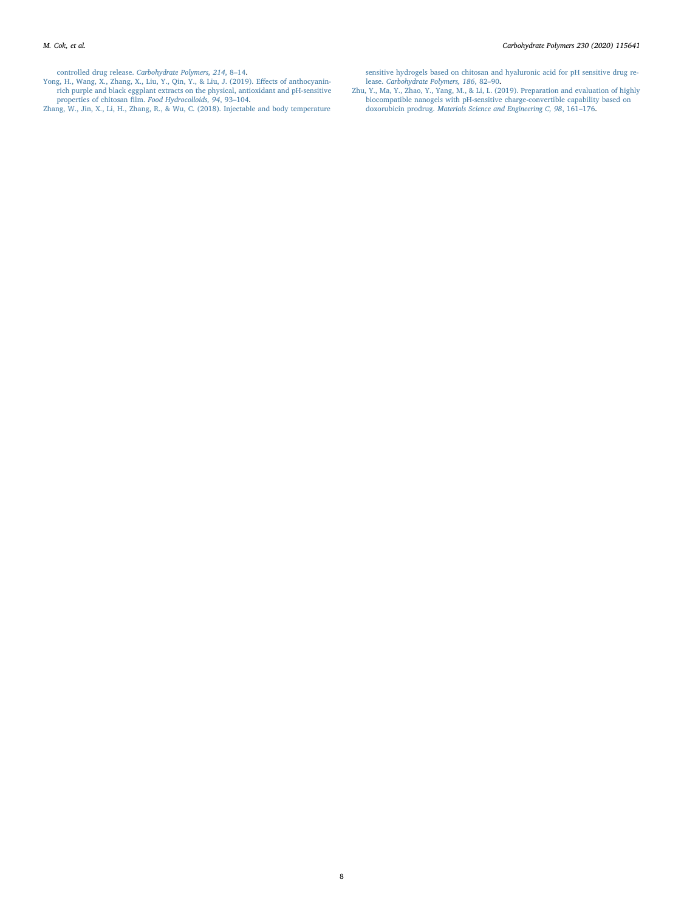controlled drug release. *Carbohydrate Polymers, 214*, 8–14.

Yong, H., Wang, X., Zhang, X., Liu, Y., Qin, Y., & Liu, J. (2019). Effects of anthocyanin-rich purple and black eggplant extracts on the physical, antioxidant and pH-sensitive properties of chitosan film. *Food Hydrocolloids, 94*, 93–104.

Zhang, W., Jin, X., Li, H., Zhang, R., & Wu, C. (2018). Injectable and body temperature sensitive hydrogels based on chitosan and hyaluronic acid for pH sensitive drug release. *Carbohydrate Polymers, 186*, 82–90.

Zhu, Y., Ma, Y., Zhao, Y., Yang, M., & Li, L. (2019). Preparation and evaluation of highly biocompatible nanogels with pH-sensitive charge-convertible capability based on doxorubicin prodrug. *Materials Science and Engineering C, 98*, 161–176.